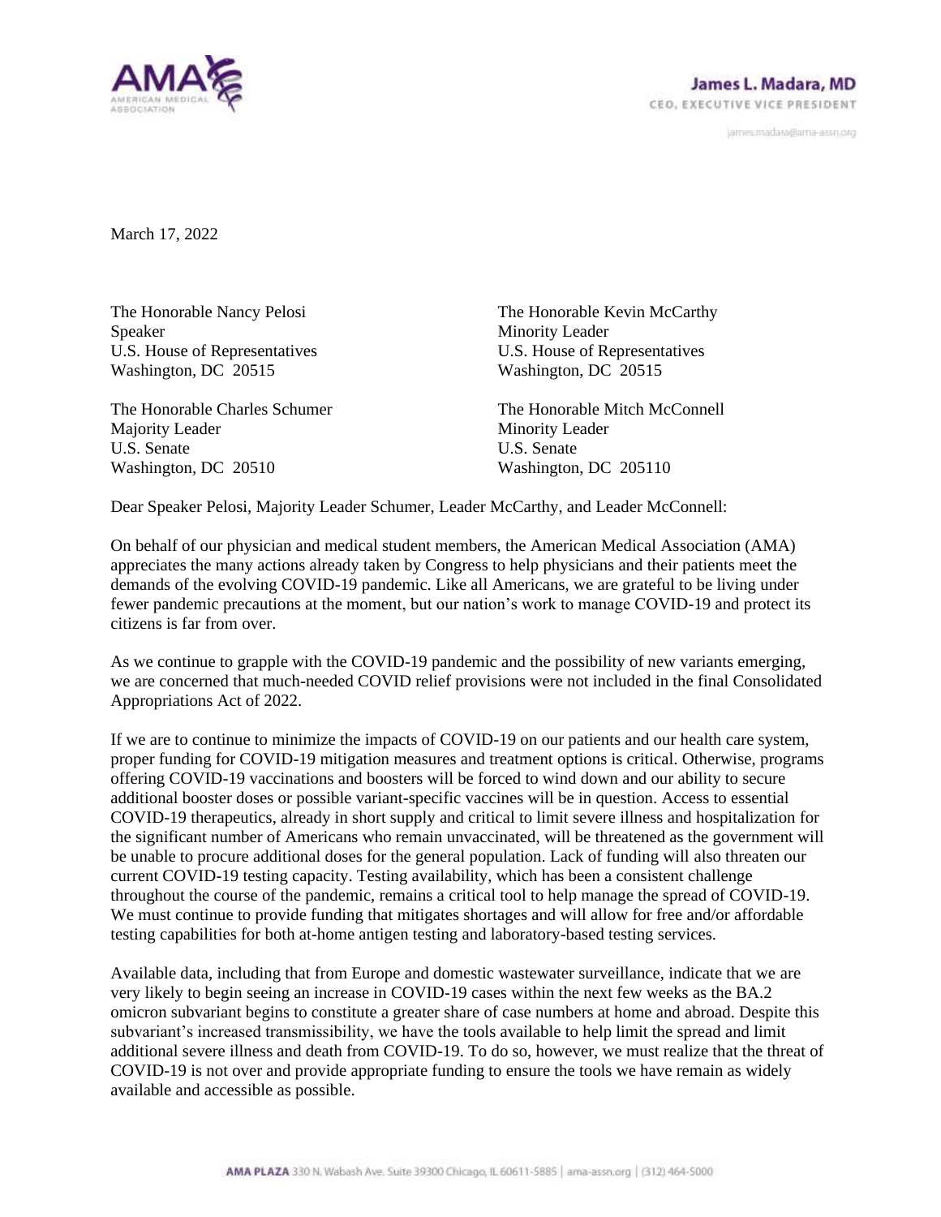**James L. Madara, MD**
CEO, EXECUTIVE VICE PRESIDENT

james.madara@ama-assn.org

March 17, 2022

The Honorable Nancy Pelosi
Speaker
U.S. House of Representatives
Washington, DC 20515

The Honorable Kevin McCarthy
Minority Leader
U.S. House of Representatives
Washington, DC 20515

The Honorable Charles Schumer
Majority Leader
U.S. Senate
Washington, DC 20510

The Honorable Mitch McConnell
Minority Leader
U.S. Senate
Washington, DC 205110

Dear Speaker Pelosi, Majority Leader Schumer, Leader McCarthy, and Leader McConnell:

On behalf of our physician and medical student members, the American Medical Association (AMA) appreciates the many actions already taken by Congress to help physicians and their patients meet the demands of the evolving COVID-19 pandemic. Like all Americans, we are grateful to be living under fewer pandemic precautions at the moment, but our nation's work to manage COVID-19 and protect its citizens is far from over.

As we continue to grapple with the COVID-19 pandemic and the possibility of new variants emerging, we are concerned that much-needed COVID relief provisions were not included in the final Consolidated Appropriations Act of 2022.

If we are to continue to minimize the impacts of COVID-19 on our patients and our health care system, proper funding for COVID-19 mitigation measures and treatment options is critical. Otherwise, programs offering COVID-19 vaccinations and boosters will be forced to wind down and our ability to secure additional booster doses or possible variant-specific vaccines will be in question. Access to essential COVID-19 therapeutics, already in short supply and critical to limit severe illness and hospitalization for the significant number of Americans who remain unvaccinated, will be threatened as the government will be unable to procure additional doses for the general population. Lack of funding will also threaten our current COVID-19 testing capacity. Testing availability, which has been a consistent challenge throughout the course of the pandemic, remains a critical tool to help manage the spread of COVID-19. We must continue to provide funding that mitigates shortages and will allow for free and/or affordable testing capabilities for both at-home antigen testing and laboratory-based testing services.

Available data, including that from Europe and domestic wastewater surveillance, indicate that we are very likely to begin seeing an increase in COVID-19 cases within the next few weeks as the BA.2 omicron subvariant begins to constitute a greater share of case numbers at home and abroad. Despite this subvariant's increased transmissibility, we have the tools available to help limit the spread and limit additional severe illness and death from COVID-19. To do so, however, we must realize that the threat of COVID-19 is not over and provide appropriate funding to ensure the tools we have remain as widely available and accessible as possible.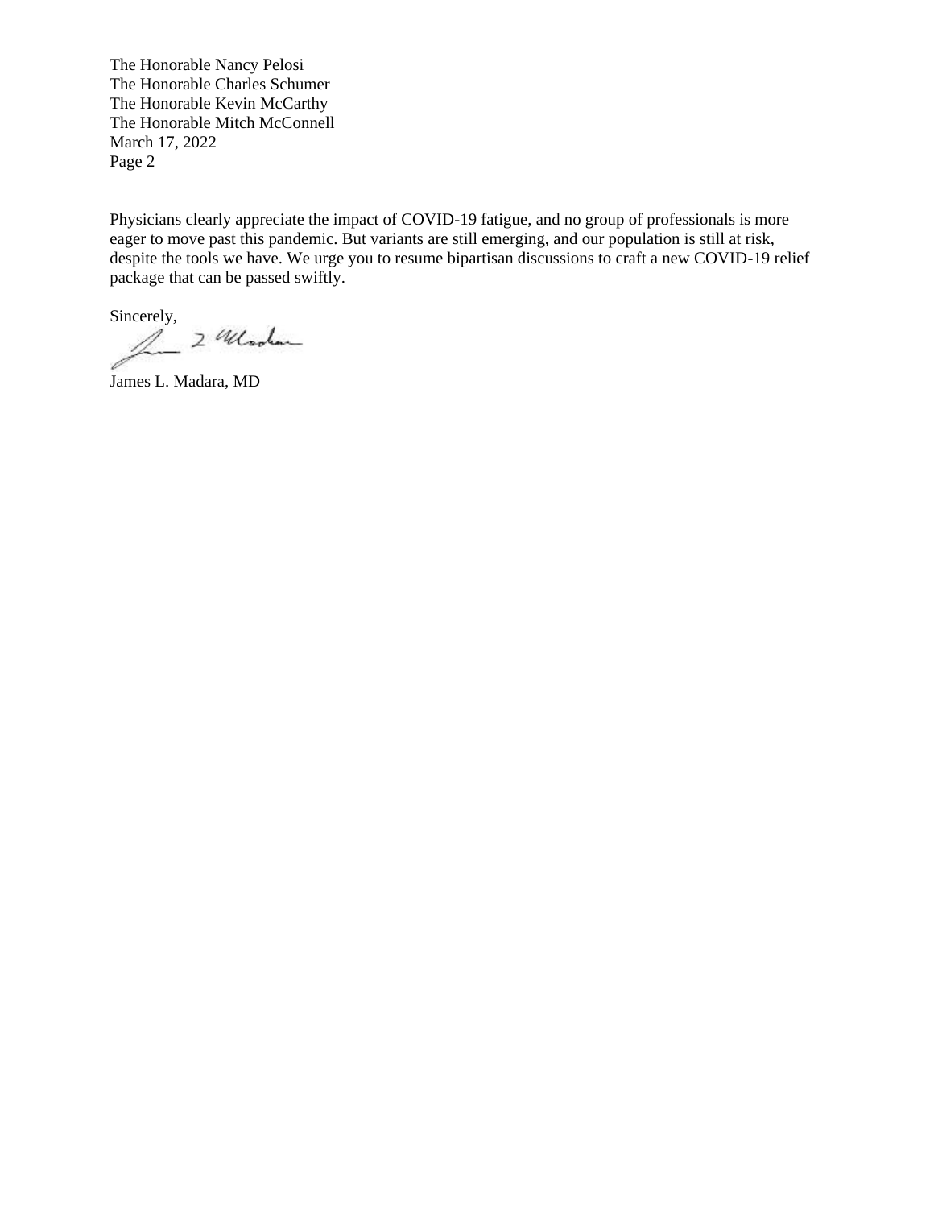Physicians clearly appreciate the impact of COVID-19 fatigue, and no group of professionals is more eager to move past this pandemic. But variants are still emerging, and our population is still at risk, despite the tools we have. We urge you to resume bipartisan discussions to craft a new COVID-19 relief package that can be passed swiftly.

Sincerely,

James L. Madara, MD